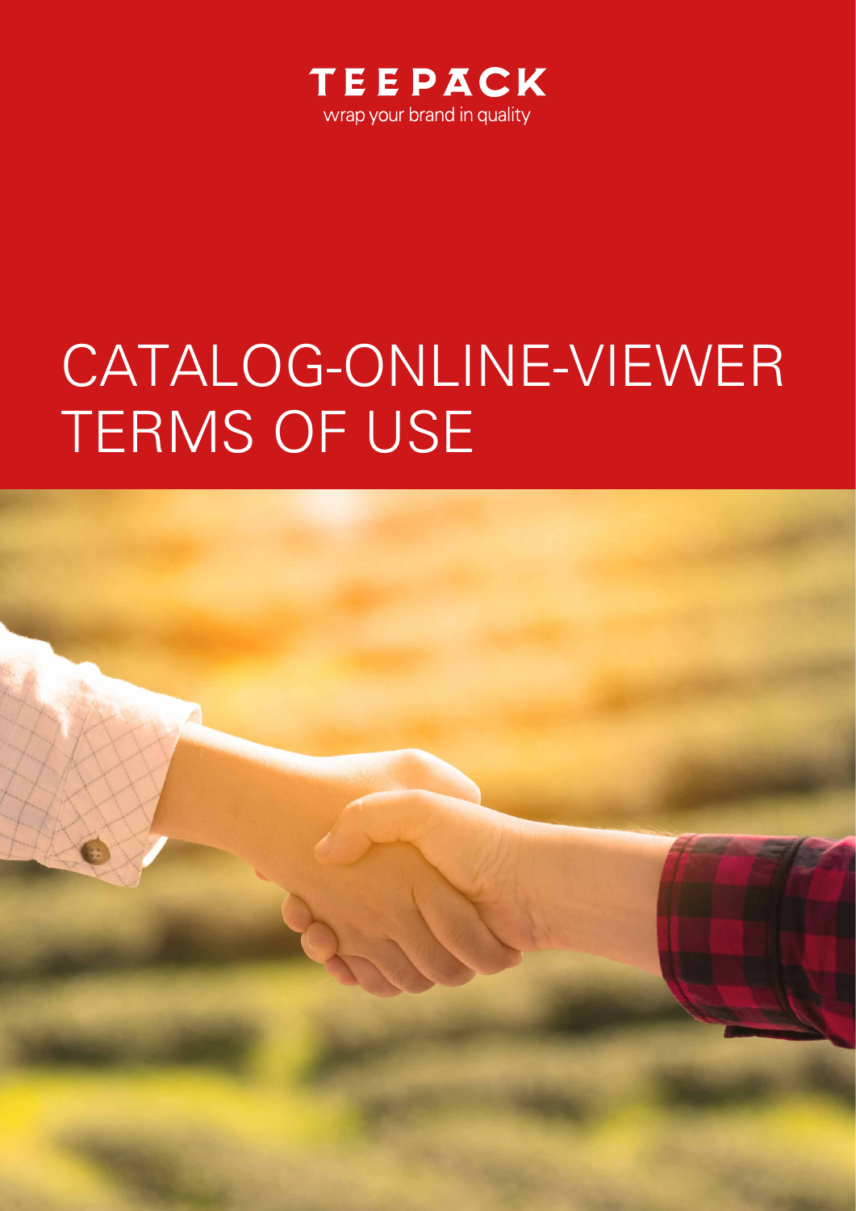TEEPACK

wrap your brand in quality

# CATALOG-ONLINE-VIEWER TERMS OF USE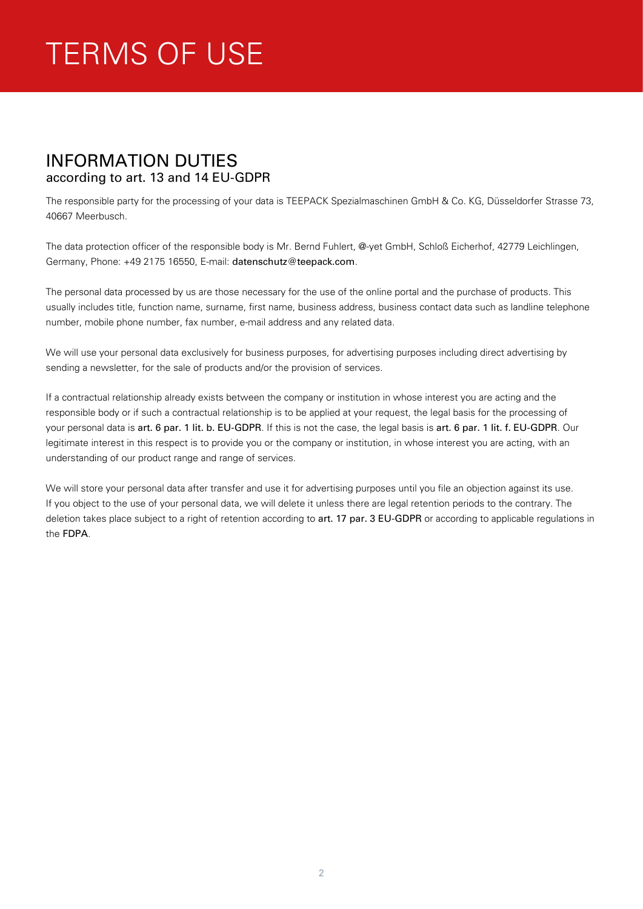# TERMS OF USE

## INFORMATION DUTIES
according to art. 13 and 14 EU-GDPR

The responsible party for the processing of your data is TEEPACK Spezialmaschinen GmbH & Co. KG, Düsseldorfer Strasse 73, 40667 Meerbusch.

The data protection officer of the responsible body is Mr. Bernd Fuhlert, @-yet GmbH, Schloß Eicherhof, 42779 Leichlingen, Germany, Phone: +49 2175 16550, E-mail: datenschutz@teepack.com.

The personal data processed by us are those necessary for the use of the online portal and the purchase of products. This usually includes title, function name, surname, first name, business address, business contact data such as landline telephone number, mobile phone number, fax number, e-mail address and any related data.

We will use your personal data exclusively for business purposes, for advertising purposes including direct advertising by sending a newsletter, for the sale of products and/or the provision of services.

If a contractual relationship already exists between the company or institution in whose interest you are acting and the responsible body or if such a contractual relationship is to be applied at your request, the legal basis for the processing of your personal data is art. 6 par. 1 lit. b. EU-GDPR. If this is not the case, the legal basis is art. 6 par. 1 lit. f. EU-GDPR. Our legitimate interest in this respect is to provide you or the company or institution, in whose interest you are acting, with an understanding of our product range and range of services.

We will store your personal data after transfer and use it for advertising purposes until you file an objection against its use. If you object to the use of your personal data, we will delete it unless there are legal retention periods to the contrary. The deletion takes place subject to a right of retention according to art. 17 par. 3 EU-GDPR or according to applicable regulations in the FDPA.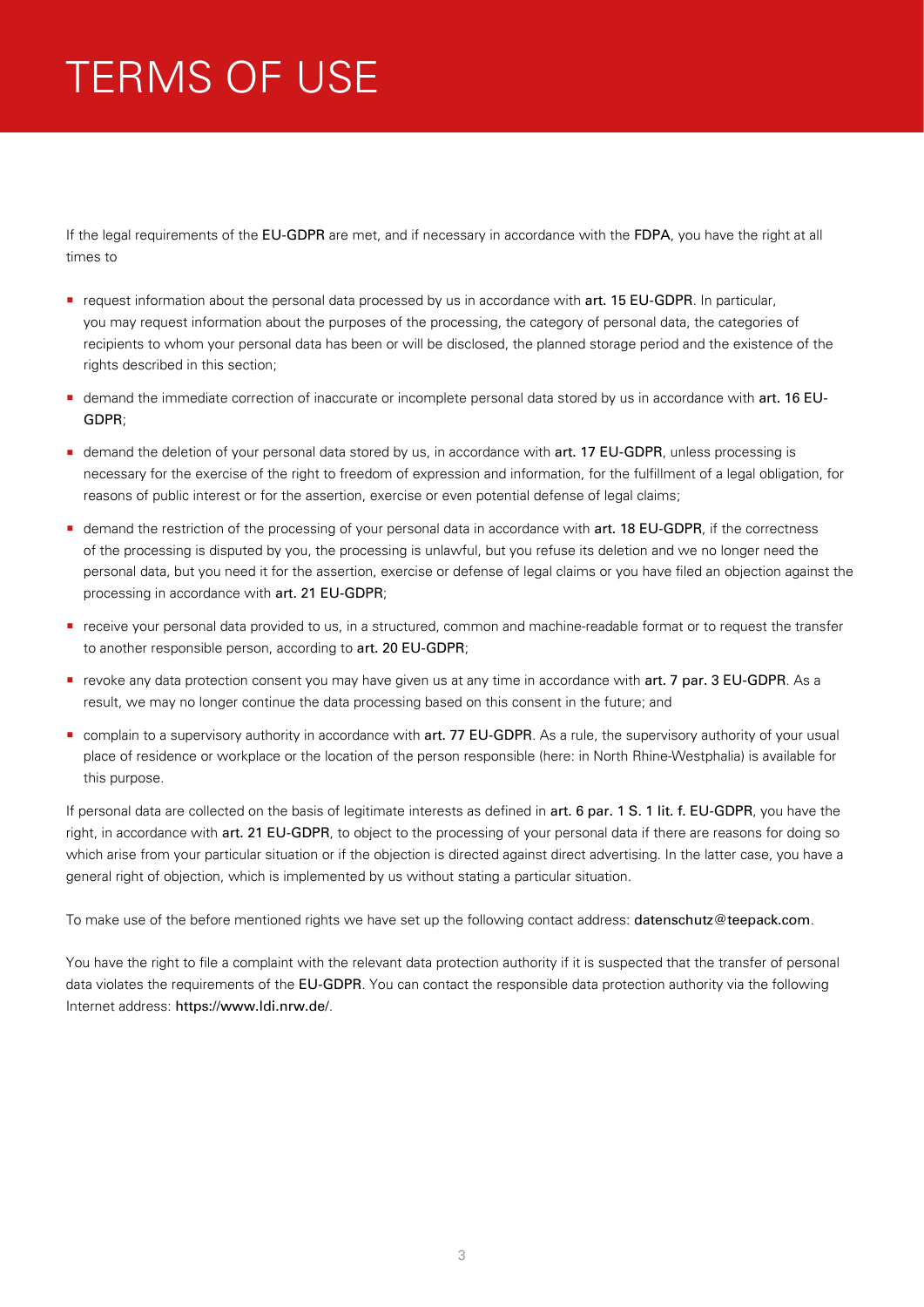# TERMS OF USE

If the legal requirements of the EU-GDPR are met, and if necessary in accordance with the FDPA, you have the right at all times to

- request information about the personal data processed by us in accordance with art. 15 EU-GDPR. In particular, you may request information about the purposes of the processing, the category of personal data, the categories of recipients to whom your personal data has been or will be disclosed, the planned storage period and the existence of the rights described in this section;
- demand the immediate correction of inaccurate or incomplete personal data stored by us in accordance with art. 16 EU-GDPR;
- demand the deletion of your personal data stored by us, in accordance with art. 17 EU-GDPR, unless processing is necessary for the exercise of the right to freedom of expression and information, for the fulfillment of a legal obligation, for reasons of public interest or for the assertion, exercise or even potential defense of legal claims;
- demand the restriction of the processing of your personal data in accordance with art. 18 EU-GDPR, if the correctness of the processing is disputed by you, the processing is unlawful, but you refuse its deletion and we no longer need the personal data, but you need it for the assertion, exercise or defense of legal claims or you have filed an objection against the processing in accordance with art. 21 EU-GDPR;
- receive your personal data provided to us, in a structured, common and machine-readable format or to request the transfer to another responsible person, according to art. 20 EU-GDPR;
- revoke any data protection consent you may have given us at any time in accordance with art. 7 par. 3 EU-GDPR. As a result, we may no longer continue the data processing based on this consent in the future; and
- complain to a supervisory authority in accordance with art. 77 EU-GDPR. As a rule, the supervisory authority of your usual place of residence or workplace or the location of the person responsible (here: in North Rhine-Westphalia) is available for this purpose.

If personal data are collected on the basis of legitimate interests as defined in art. 6 par. 1 S. 1 lit. f. EU-GDPR, you have the right, in accordance with art. 21 EU-GDPR, to object to the processing of your personal data if there are reasons for doing so which arise from your particular situation or if the objection is directed against direct advertising. In the latter case, you have a general right of objection, which is implemented by us without stating a particular situation.

To make use of the before mentioned rights we have set up the following contact address: datenschutz@teepack.com.

You have the right to file a complaint with the relevant data protection authority if it is suspected that the transfer of personal data violates the requirements of the EU-GDPR. You can contact the responsible data protection authority via the following Internet address: https://www.ldi.nrw.de/.